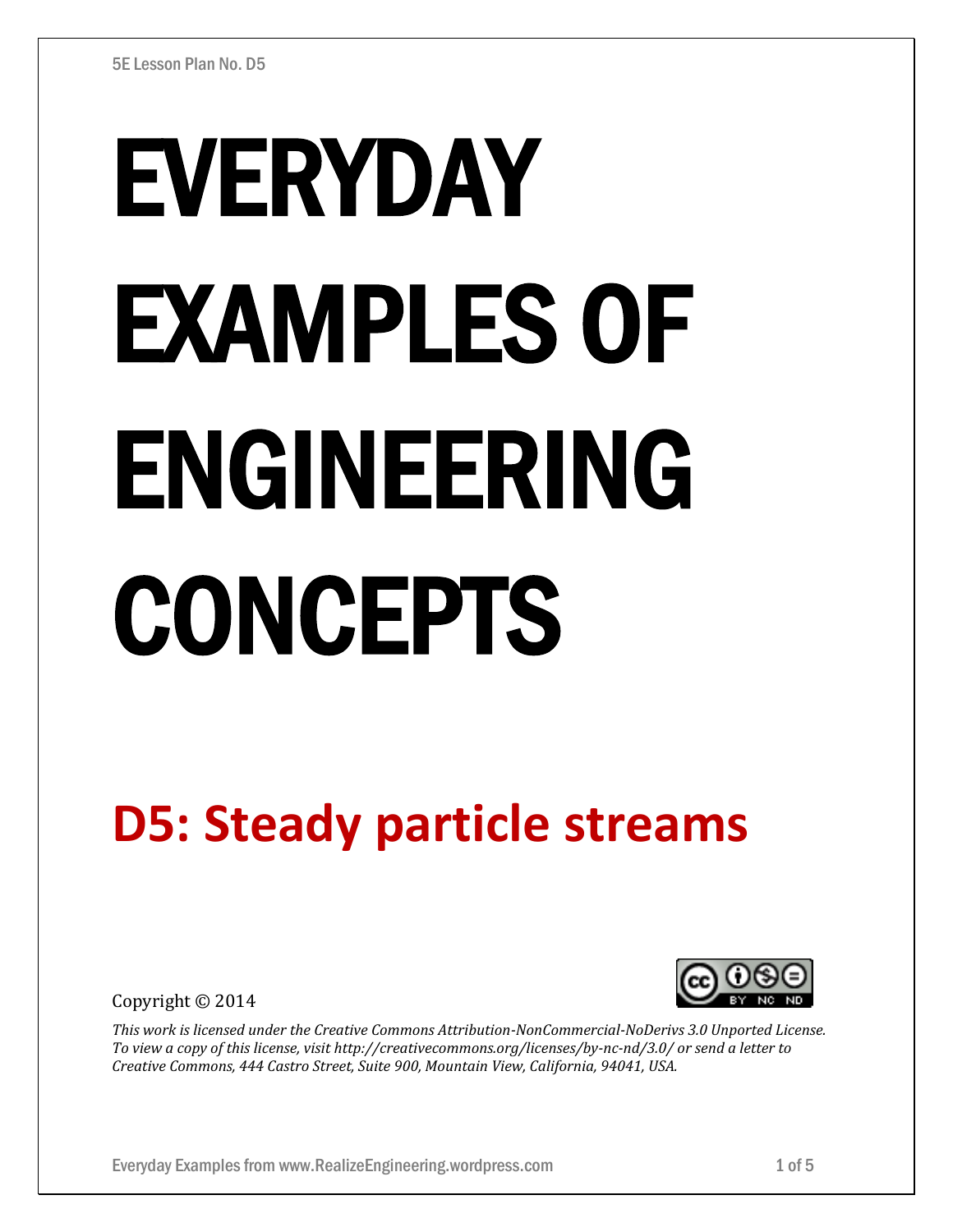5E Lesson Plan No. D5

# EVERYDAY EXAMPLES OF ENGINEERING CONCEPTS

## D5: Steady particle streams

Copyright © 2014

*This work is licensed under the Creative Commons Attribution-NonCommercial-NoDerivs 3.0 Unported License. To view a copy of this license, visit http://creativecommons.org/licenses/by-nc-nd/3.0/ or send a letter to Creative Commons, 444 Castro Street, Suite 900, Mountain View, California, 94041, USA.*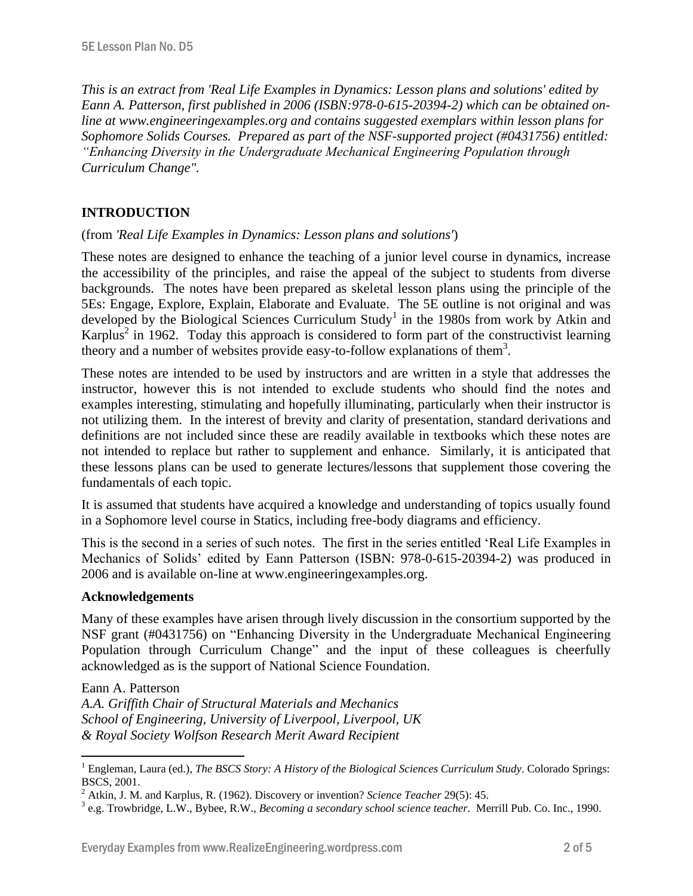*This is an extract from 'Real Life Examples in Dynamics: Lesson plans and solutions' edited by Eann A. Patterson, first published in 2006 (ISBN:978-0-615-20394-2) which can be obtained on-line at www.engineeringexamples.org and contains suggested exemplars within lesson plans for Sophomore Solids Courses. Prepared as part of the NSF-supported project (#0431756) entitled: "Enhancing Diversity in the Undergraduate Mechanical Engineering Population through Curriculum Change".*

## INTRODUCTION

(from *'Real Life Examples in Dynamics: Lesson plans and solutions'*)

These notes are designed to enhance the teaching of a junior level course in dynamics, increase the accessibility of the principles, and raise the appeal of the subject to students from diverse backgrounds. The notes have been prepared as skeletal lesson plans using the principle of the 5Es: Engage, Explore, Explain, Elaborate and Evaluate. The 5E outline is not original and was developed by the Biological Sciences Curriculum Study[1] in the 1980s from work by Atkin and Karplus[2] in 1962. Today this approach is considered to form part of the constructivist learning theory and a number of websites provide easy-to-follow explanations of them[3].

These notes are intended to be used by instructors and are written in a style that addresses the instructor, however this is not intended to exclude students who should find the notes and examples interesting, stimulating and hopefully illuminating, particularly when their instructor is not utilizing them. In the interest of brevity and clarity of presentation, standard derivations and definitions are not included since these are readily available in textbooks which these notes are not intended to replace but rather to supplement and enhance. Similarly, it is anticipated that these lessons plans can be used to generate lectures/lessons that supplement those covering the fundamentals of each topic.

It is assumed that students have acquired a knowledge and understanding of topics usually found in a Sophomore level course in Statics, including free-body diagrams and efficiency.

This is the second in a series of such notes. The first in the series entitled 'Real Life Examples in Mechanics of Solids' edited by Eann Patterson (ISBN: 978-0-615-20394-2) was produced in 2006 and is available on-line at www.engineeringexamples.org.

### Acknowledgements

Many of these examples have arisen through lively discussion in the consortium supported by the NSF grant (#0431756) on "Enhancing Diversity in the Undergraduate Mechanical Engineering Population through Curriculum Change" and the input of these colleagues is cheerfully acknowledged as is the support of National Science Foundation.

Eann A. Patterson
*A.A. Griffith Chair of Structural Materials and Mechanics*
*School of Engineering, University of Liverpool, Liverpool, UK*
*& Royal Society Wolfson Research Merit Award Recipient*

---

[1] Engleman, Laura (ed.), *The BSCS Story: A History of the Biological Sciences Curriculum Study*. Colorado Springs: BSCS, 2001.

[2] Atkin, J. M. and Karplus, R. (1962). Discovery or invention? *Science Teacher* 29(5): 45.

[3] e.g. Trowbridge, L.W., Bybee, R.W., *Becoming a secondary school science teacher*. Merrill Pub. Co. Inc., 1990.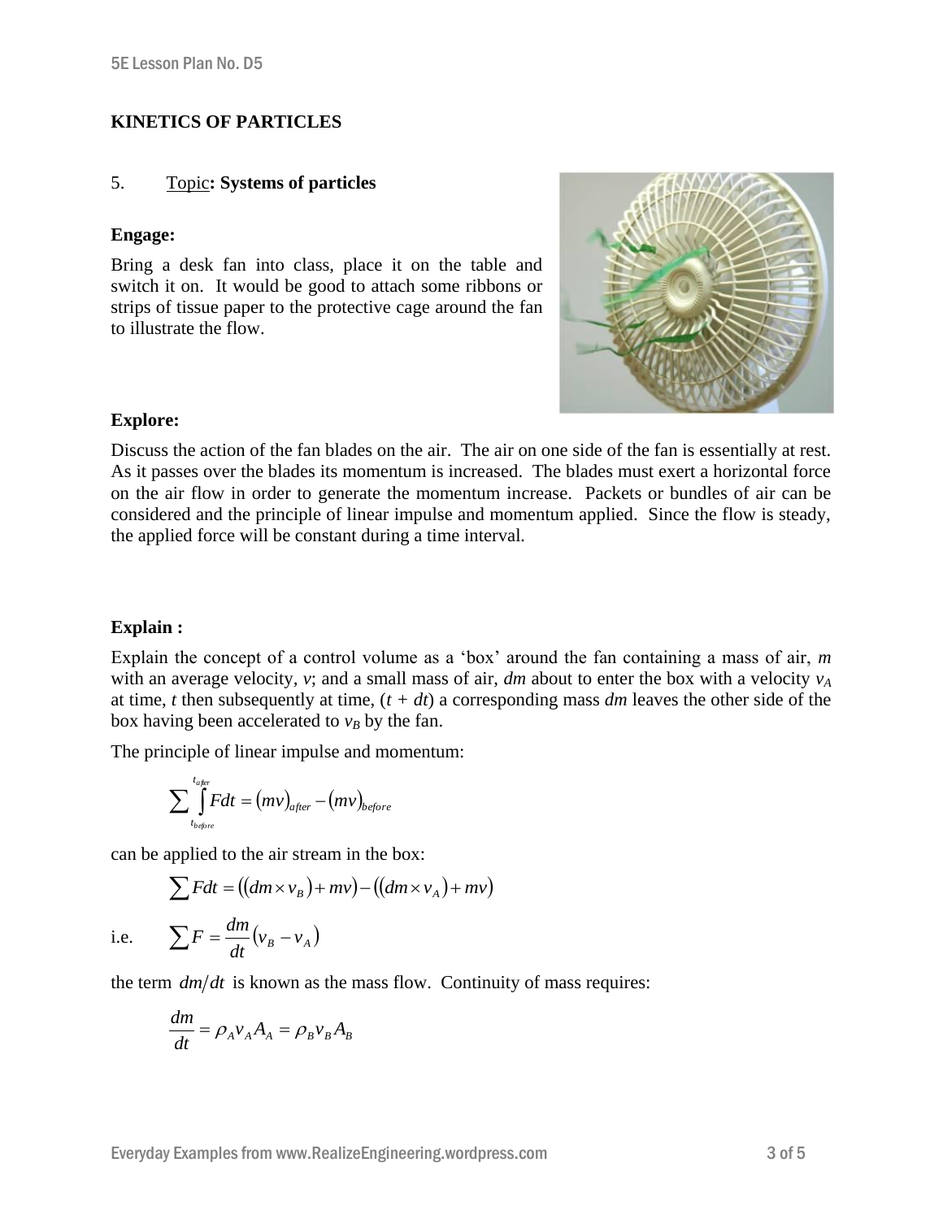## KINETICS OF PARTICLES

5. Topic**: Systems of particles**

**Engage:**

Bring a desk fan into class, place it on the table and switch it on. It would be good to attach some ribbons or strips of tissue paper to the protective cage around the fan to illustrate the flow.

**Explore:**

Discuss the action of the fan blades on the air. The air on one side of the fan is essentially at rest. As it passes over the blades its momentum is increased. The blades must exert a horizontal force on the air flow in order to generate the momentum increase. Packets or bundles of air can be considered and the principle of linear impulse and momentum applied. Since the flow is steady, the applied force will be constant during a time interval.

**Explain :**

Explain the concept of a control volume as a 'box' around the fan containing a mass of air, $m$ with an average velocity, $v$; and a small mass of air, $dm$ about to enter the box with a velocity $v_A$ at time, $t$ then subsequently at time, $(t + dt)$ a corresponding mass $dm$ leaves the other side of the box having been accelerated to $v_B$ by the fan.

The principle of linear impulse and momentum:

$$\sum \int_{t_{before}}^{t_{after}} F dt = (mv)_{after} - (mv)_{before}$$

can be applied to the air stream in the box:

$$\sum F dt = ((dm \times v_B) + mv) - ((dm \times v_A) + mv)$$

i.e. $$\sum F = \frac{dm}{dt}(v_B - v_A)$$

the term $dm/dt$ is known as the mass flow. Continuity of mass requires:

$$\frac{dm}{dt} = \rho_A v_A A_A = \rho_B v_B A_B$$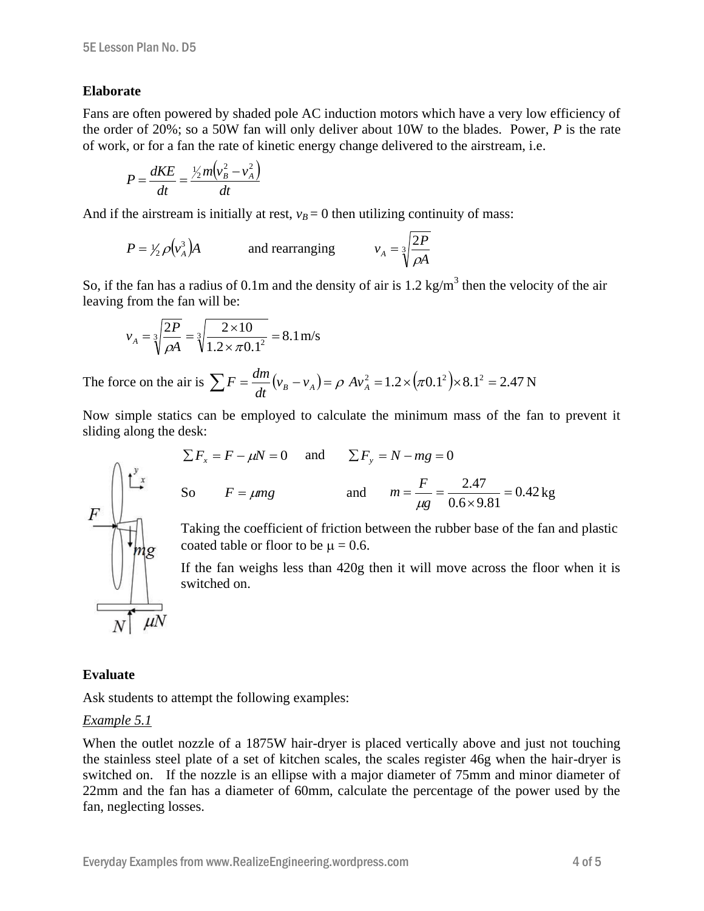**Elaborate**

Fans are often powered by shaded pole AC induction motors which have a very low efficiency of the order of 20%; so a 50W fan will only deliver about 10W to the blades. Power, $P$ is the rate of work, or for a fan the rate of kinetic energy change delivered to the airstream, i.e.

$$P = \frac{dKE}{dt} = \frac{\frac{1}{2} m\left(v_B^2 - v_A^2\right)}{dt}$$

And if the airstream is initially at rest, $v_B = 0$ then utilizing continuity of mass:

$$P = \tfrac{1}{2}\rho\left(v_A^3\right)A \qquad \text{and rearranging} \qquad v_A = \sqrt[3]{\frac{2P}{\rho A}}$$

So, if the fan has a radius of 0.1m and the density of air is 1.2 kg/m$^3$ then the velocity of the air leaving from the fan will be:

$$v_A = \sqrt[3]{\frac{2P}{\rho A}} = \sqrt[3]{\frac{2 \times 10}{1.2 \times \pi 0.1^2}} = 8.1\,\text{m/s}$$

The force on the air is $\sum F = \frac{dm}{dt}\left(v_B - v_A\right) = \rho\ A v_A^2 = 1.2 \times \left(\pi 0.1^2\right) \times 8.1^2 = 2.47\,\text{N}$

Now simple statics can be employed to calculate the minimum mass of the fan to prevent it sliding along the desk:

$$\sum F_x = F - \mu N = 0 \quad \text{and} \quad \sum F_y = N - mg = 0$$

$$\text{So} \quad F = \mu mg \qquad \text{and} \qquad m = \frac{F}{\mu g} = \frac{2.47}{0.6 \times 9.81} = 0.42\,\text{kg}$$

Taking the coefficient of friction between the rubber base of the fan and plastic coated table or floor to be $\mu = 0.6$.

If the fan weighs less than 420g then it will move across the floor when it is switched on.

**Evaluate**

Ask students to attempt the following examples:

*Example 5.1*

When the outlet nozzle of a 1875W hair-dryer is placed vertically above and just not touching the stainless steel plate of a set of kitchen scales, the scales register 46g when the hair-dryer is switched on. If the nozzle is an ellipse with a major diameter of 75mm and minor diameter of 22mm and the fan has a diameter of 60mm, calculate the percentage of the power used by the fan, neglecting losses.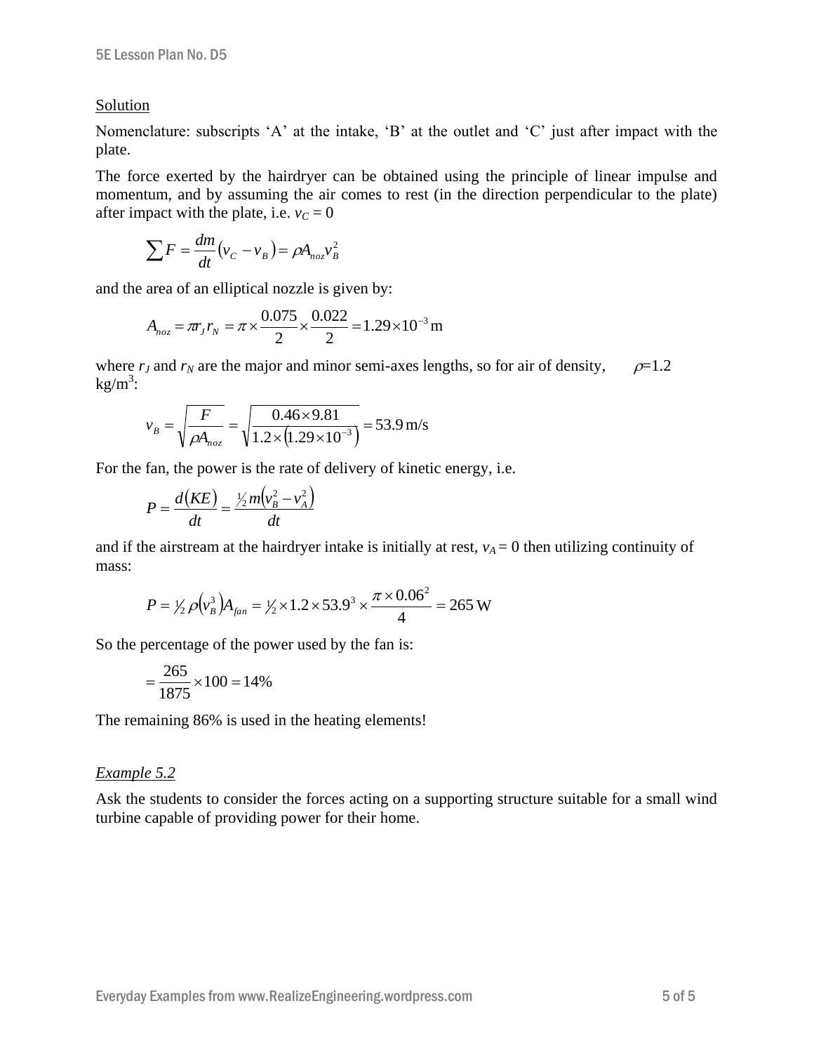Solution

Nomenclature: subscripts 'A' at the intake, 'B' at the outlet and 'C' just after impact with the plate.

The force exerted by the hairdryer can be obtained using the principle of linear impulse and momentum, and by assuming the air comes to rest (in the direction perpendicular to the plate) after impact with the plate, i.e. $v_C = 0$

$$\sum F = \frac{dm}{dt}\left(v_C - v_B\right) = \rho A_{noz} v_B^2$$

and the area of an elliptical nozzle is given by:

$$A_{noz} = \pi r_J r_N = \pi \times \frac{0.075}{2} \times \frac{0.022}{2} = 1.29 \times 10^{-3}\,\text{m}$$

where $r_J$ and $r_N$ are the major and minor semi-axes lengths, so for air of density, $\rho$=1.2 kg/m$^3$:

$$v_B = \sqrt{\frac{F}{\rho A_{noz}}} = \sqrt{\frac{0.46 \times 9.81}{1.2 \times \left(1.29 \times 10^{-3}\right)}} = 53.9\,\text{m/s}$$

For the fan, the power is the rate of delivery of kinetic energy, i.e.

$$P = \frac{d(KE)}{dt} = \frac{\frac{1}{2} m\left(v_B^2 - v_A^2\right)}{dt}$$

and if the airstream at the hairdryer intake is initially at rest, $v_A = 0$ then utilizing continuity of mass:

$$P = \tfrac{1}{2}\rho\left(v_B^3\right)A_{fan} = \tfrac{1}{2} \times 1.2 \times 53.9^3 \times \frac{\pi \times 0.06^2}{4} = 265\,\text{W}$$

So the percentage of the power used by the fan is:

$$= \frac{265}{1875} \times 100 = 14\%$$

The remaining 86% is used in the heating elements!

*Example 5.2*

Ask the students to consider the forces acting on a supporting structure suitable for a small wind turbine capable of providing power for their home.